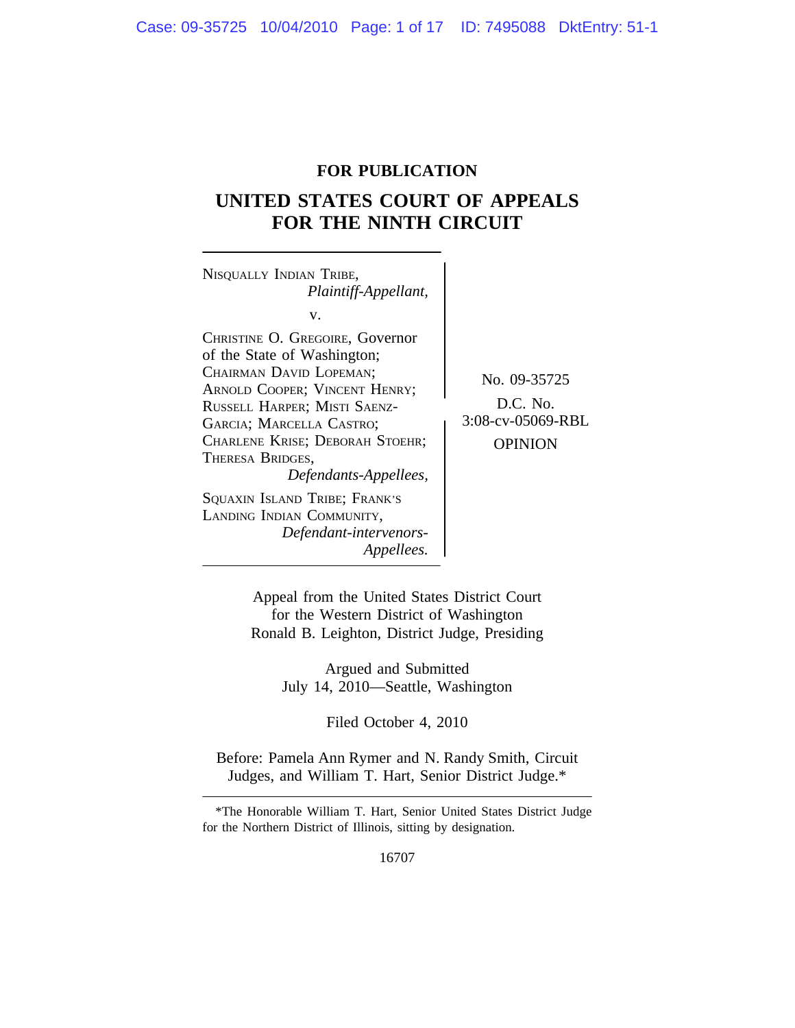**FOR PUBLICATION**

# UNITED STATES COURT OF APPEALS FOR THE NINTH CIRCUIT

NISQUALLY INDIAN TRIBE,
*Plaintiff-Appellant,*

v.

CHRISTINE O. GREGOIRE, Governor of the State of Washington; CHAIRMAN DAVID LOPEMAN; ARNOLD COOPER; VINCENT HENRY; RUSSELL HARPER; MISTI SAENZ-GARCIA; MARCELLA CASTRO; CHARLENE KRISE; DEBORAH STOEHR; THERESA BRIDGES,
*Defendants-Appellees,*

SQUAXIN ISLAND TRIBE; FRANK'S LANDING INDIAN COMMUNITY,
*Defendant-intervenors-Appellees.*

No. 09-35725

D.C. No. 3:08-cv-05069-RBL

OPINION

Appeal from the United States District Court for the Western District of Washington
Ronald B. Leighton, District Judge, Presiding

Argued and Submitted
July 14, 2010—Seattle, Washington

Filed October 4, 2010

Before: Pamela Ann Rymer and N. Randy Smith, Circuit Judges, and William T. Hart, Senior District Judge.*

*The Honorable William T. Hart, Senior United States District Judge for the Northern District of Illinois, sitting by designation.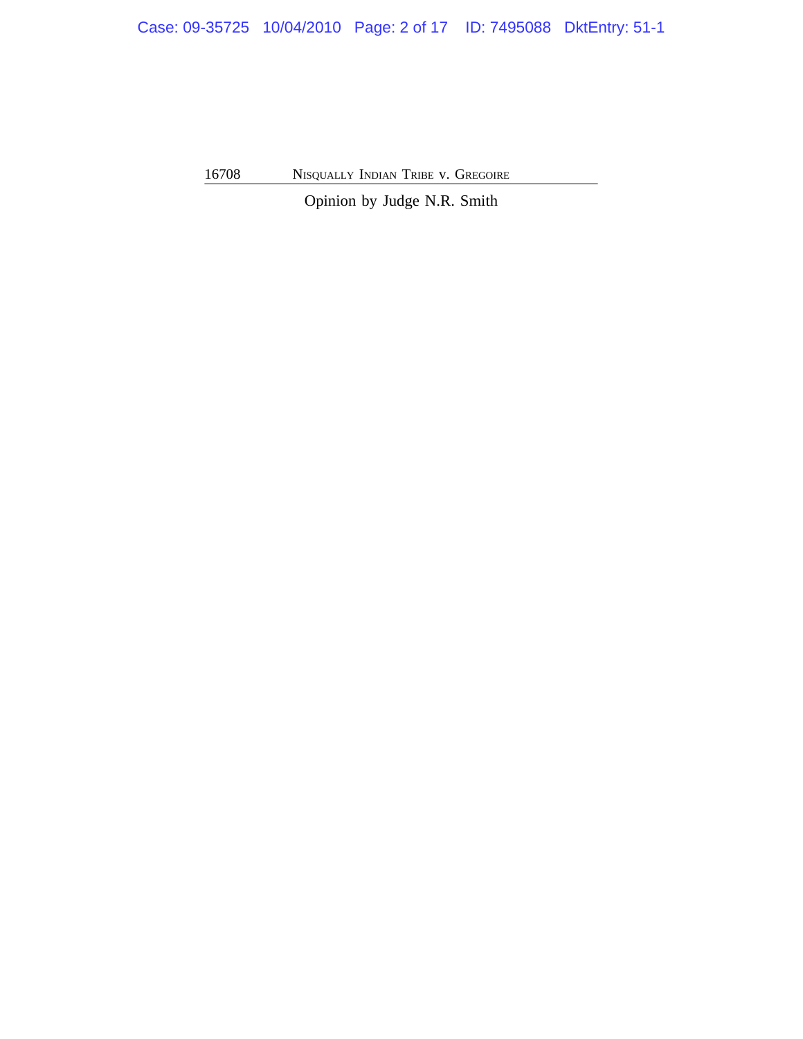Opinion by Judge N.R. Smith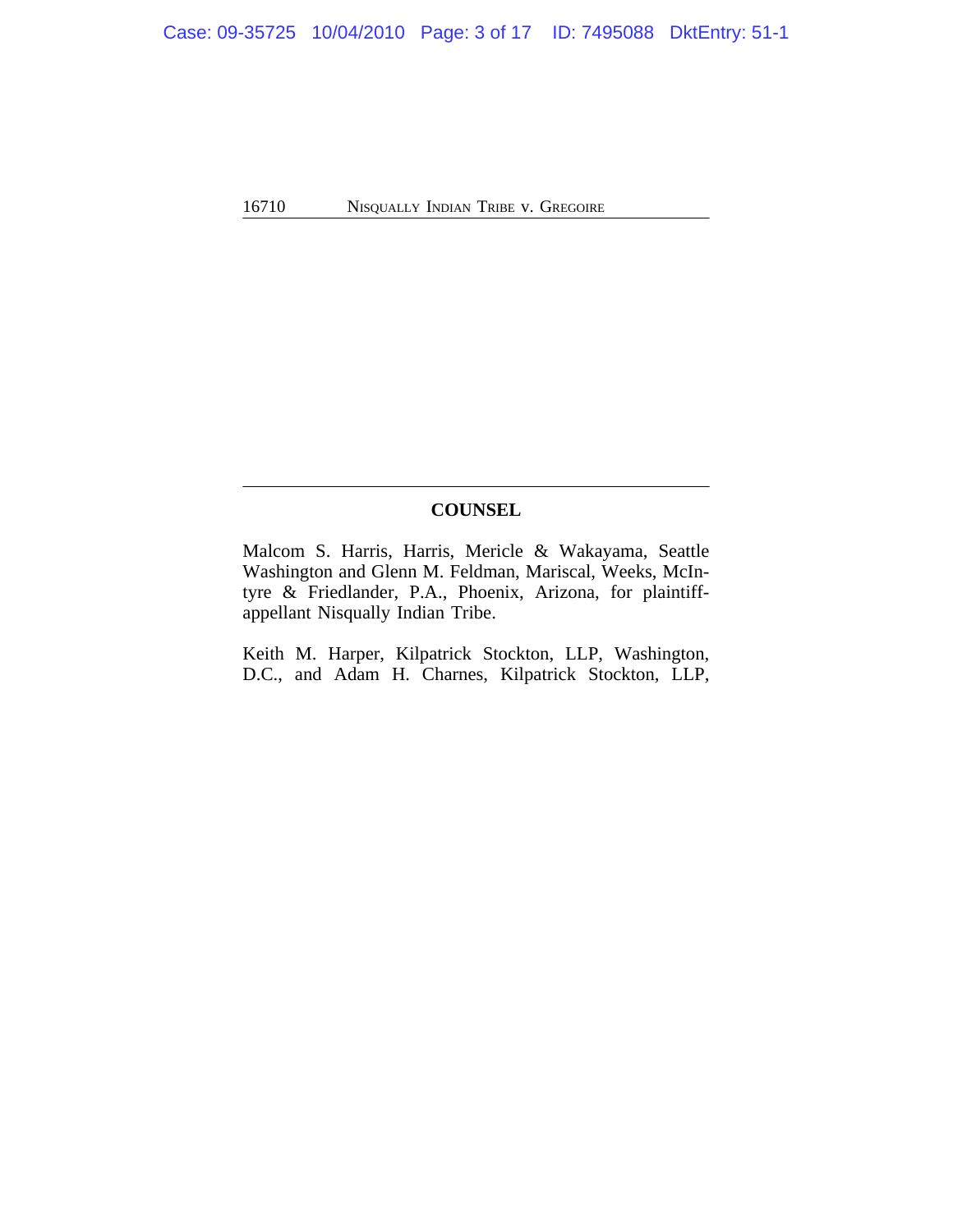## COUNSEL

Malcom S. Harris, Harris, Mericle & Wakayama, Seattle Washington and Glenn M. Feldman, Mariscal, Weeks, McIntyre & Friedlander, P.A., Phoenix, Arizona, for plaintiff-appellant Nisqually Indian Tribe.

Keith M. Harper, Kilpatrick Stockton, LLP, Washington, D.C., and Adam H. Charnes, Kilpatrick Stockton, LLP,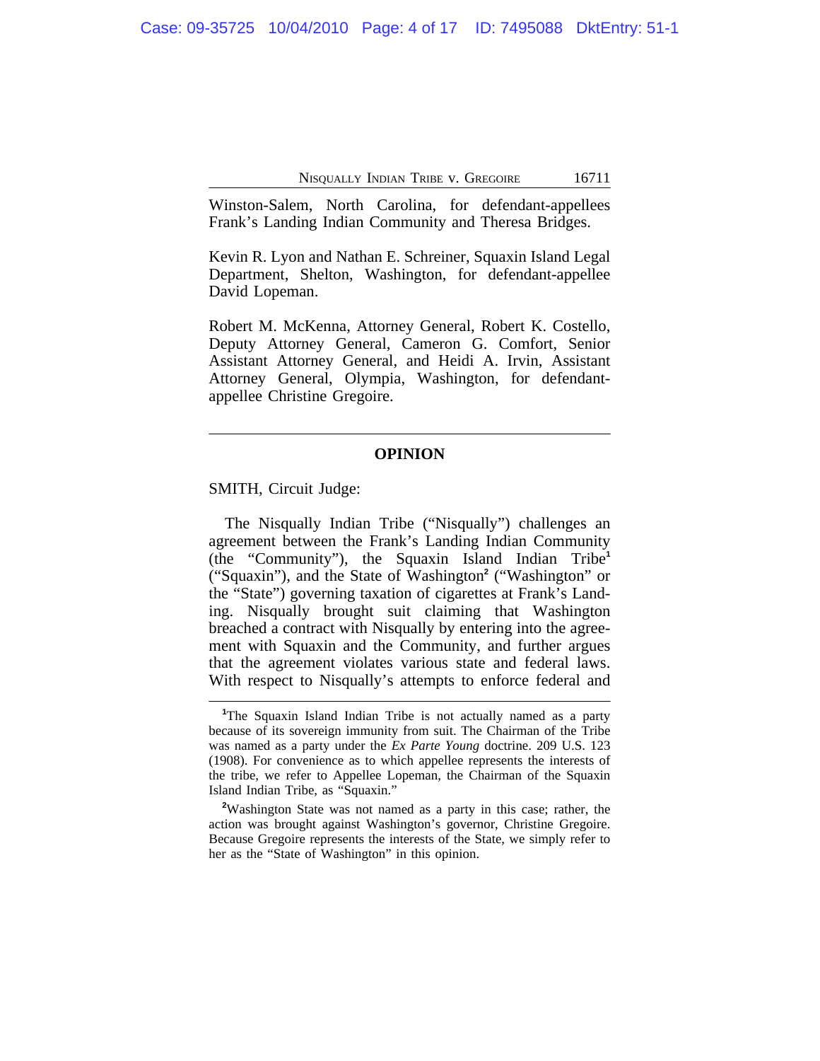Winston-Salem, North Carolina, for defendant-appellees Frank's Landing Indian Community and Theresa Bridges.

Kevin R. Lyon and Nathan E. Schreiner, Squaxin Island Legal Department, Shelton, Washington, for defendant-appellee David Lopeman.

Robert M. McKenna, Attorney General, Robert K. Costello, Deputy Attorney General, Cameron G. Comfort, Senior Assistant Attorney General, and Heidi A. Irvin, Assistant Attorney General, Olympia, Washington, for defendant-appellee Christine Gregoire.

---

## OPINION

SMITH, Circuit Judge:

The Nisqually Indian Tribe ("Nisqually") challenges an agreement between the Frank's Landing Indian Community (the "Community"), the Squaxin Island Indian Tribe[1] ("Squaxin"), and the State of Washington[2] ("Washington" or the "State") governing taxation of cigarettes at Frank's Landing. Nisqually brought suit claiming that Washington breached a contract with Nisqually by entering into the agreement with Squaxin and the Community, and further argues that the agreement violates various state and federal laws. With respect to Nisqually's attempts to enforce federal and

---

[1]The Squaxin Island Indian Tribe is not actually named as a party because of its sovereign immunity from suit. The Chairman of the Tribe was named as a party under the *Ex Parte Young* doctrine. 209 U.S. 123 (1908). For convenience as to which appellee represents the interests of the tribe, we refer to Appellee Lopeman, the Chairman of the Squaxin Island Indian Tribe, as "Squaxin."

[2]Washington State was not named as a party in this case; rather, the action was brought against Washington's governor, Christine Gregoire. Because Gregoire represents the interests of the State, we simply refer to her as the "State of Washington" in this opinion.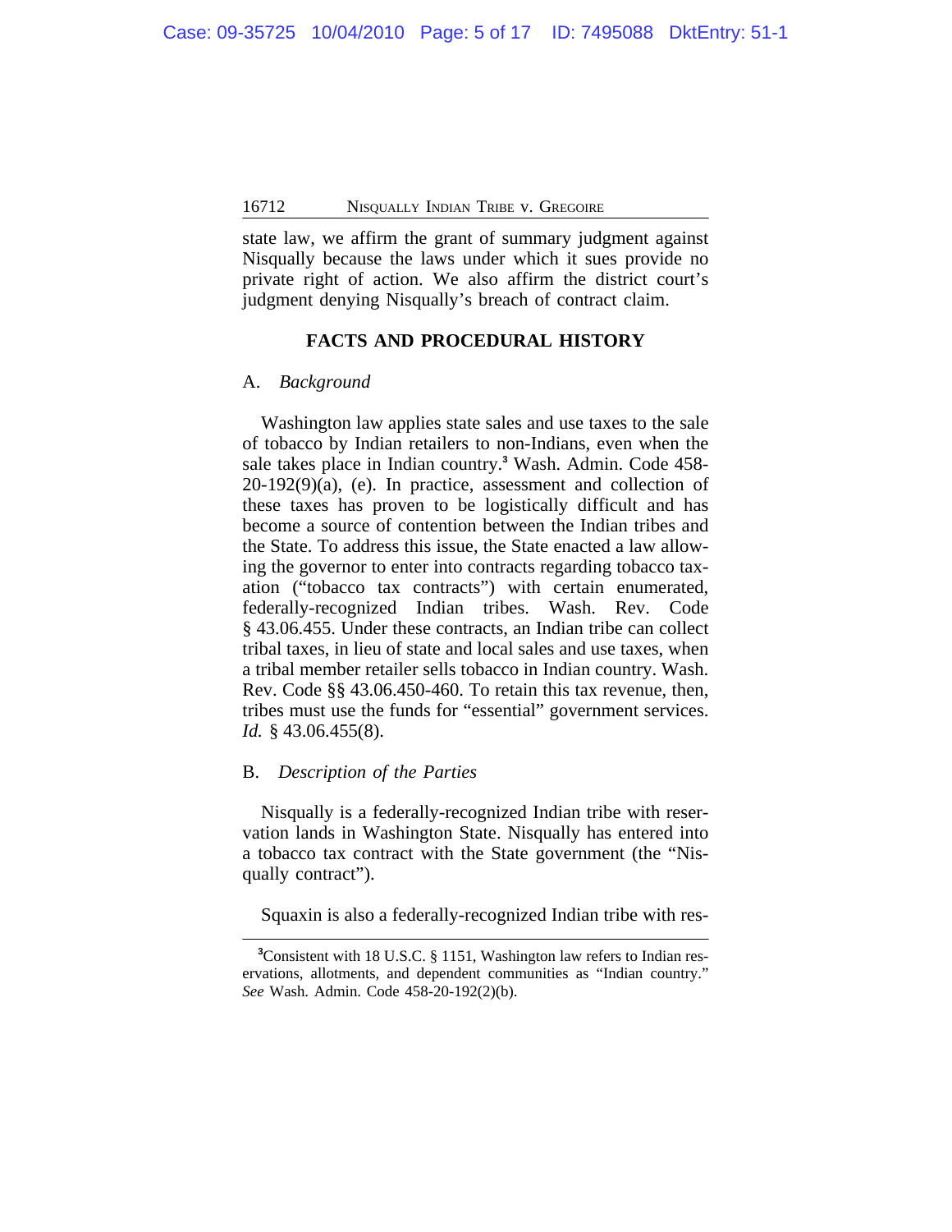state law, we affirm the grant of summary judgment against Nisqually because the laws under which it sues provide no private right of action. We also affirm the district court's judgment denying Nisqually's breach of contract claim.

## FACTS AND PROCEDURAL HISTORY

### A. *Background*

Washington law applies state sales and use taxes to the sale of tobacco by Indian retailers to non-Indians, even when the sale takes place in Indian country.[3] Wash. Admin. Code 458-20-192(9)(a), (e). In practice, assessment and collection of these taxes has proven to be logistically difficult and has become a source of contention between the Indian tribes and the State. To address this issue, the State enacted a law allowing the governor to enter into contracts regarding tobacco taxation ("tobacco tax contracts") with certain enumerated, federally-recognized Indian tribes. Wash. Rev. Code § 43.06.455. Under these contracts, an Indian tribe can collect tribal taxes, in lieu of state and local sales and use taxes, when a tribal member retailer sells tobacco in Indian country. Wash. Rev. Code §§ 43.06.450-460. To retain this tax revenue, then, tribes must use the funds for "essential" government services. *Id.* § 43.06.455(8).

### B. *Description of the Parties*

Nisqually is a federally-recognized Indian tribe with reservation lands in Washington State. Nisqually has entered into a tobacco tax contract with the State government (the "Nisqually contract").

Squaxin is also a federally-recognized Indian tribe with res-

---

[3]Consistent with 18 U.S.C. § 1151, Washington law refers to Indian reservations, allotments, and dependent communities as "Indian country." *See* Wash. Admin. Code 458-20-192(2)(b).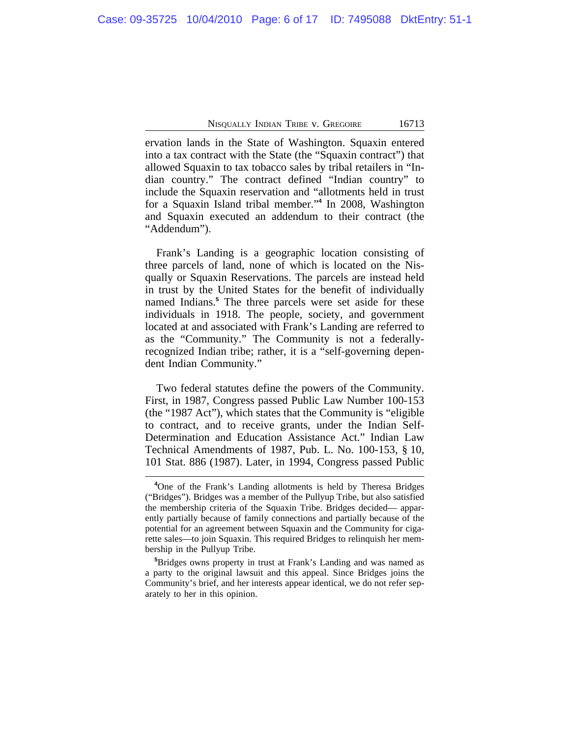ervation lands in the State of Washington. Squaxin entered into a tax contract with the State (the "Squaxin contract") that allowed Squaxin to tax tobacco sales by tribal retailers in "Indian country." The contract defined "Indian country" to include the Squaxin reservation and "allotments held in trust for a Squaxin Island tribal member."[4] In 2008, Washington and Squaxin executed an addendum to their contract (the "Addendum").

Frank's Landing is a geographic location consisting of three parcels of land, none of which is located on the Nisqually or Squaxin Reservations. The parcels are instead held in trust by the United States for the benefit of individually named Indians.[5] The three parcels were set aside for these individuals in 1918. The people, society, and government located at and associated with Frank's Landing are referred to as the "Community." The Community is not a federally-recognized Indian tribe; rather, it is a "self-governing dependent Indian Community."

Two federal statutes define the powers of the Community. First, in 1987, Congress passed Public Law Number 100-153 (the "1987 Act"), which states that the Community is "eligible to contract, and to receive grants, under the Indian Self-Determination and Education Assistance Act." Indian Law Technical Amendments of 1987, Pub. L. No. 100-153, § 10, 101 Stat. 886 (1987). Later, in 1994, Congress passed Public

---

[4]One of the Frank's Landing allotments is held by Theresa Bridges ("Bridges"). Bridges was a member of the Pullyup Tribe, but also satisfied the membership criteria of the Squaxin Tribe. Bridges decided— apparently partially because of family connections and partially because of the potential for an agreement between Squaxin and the Community for cigarette sales—to join Squaxin. This required Bridges to relinquish her membership in the Pullyup Tribe.

[5]Bridges owns property in trust at Frank's Landing and was named as a party to the original lawsuit and this appeal. Since Bridges joins the Community's brief, and her interests appear identical, we do not refer separately to her in this opinion.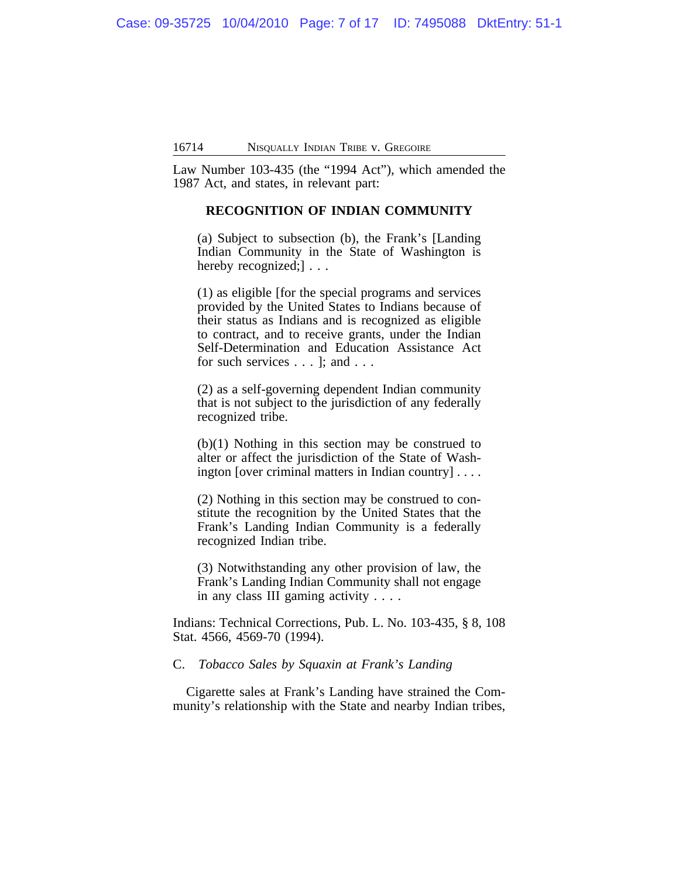Law Number 103-435 (the "1994 Act"), which amended the 1987 Act, and states, in relevant part:

**RECOGNITION OF INDIAN COMMUNITY**

> (a) Subject to subsection (b), the Frank's [Landing Indian Community in the State of Washington is hereby recognized;] . . .
>
> (1) as eligible [for the special programs and services provided by the United States to Indians because of their status as Indians and is recognized as eligible to contract, and to receive grants, under the Indian Self-Determination and Education Assistance Act for such services . . . ]; and . . .
>
> (2) as a self-governing dependent Indian community that is not subject to the jurisdiction of any federally recognized tribe.
>
> (b)(1) Nothing in this section may be construed to alter or affect the jurisdiction of the State of Washington [over criminal matters in Indian country] . . . .
>
> (2) Nothing in this section may be construed to constitute the recognition by the United States that the Frank's Landing Indian Community is a federally recognized Indian tribe.
>
> (3) Notwithstanding any other provision of law, the Frank's Landing Indian Community shall not engage in any class III gaming activity . . . .

Indians: Technical Corrections, Pub. L. No. 103-435, § 8, 108 Stat. 4566, 4569-70 (1994).

C. *Tobacco Sales by Squaxin at Frank's Landing*

Cigarette sales at Frank's Landing have strained the Community's relationship with the State and nearby Indian tribes,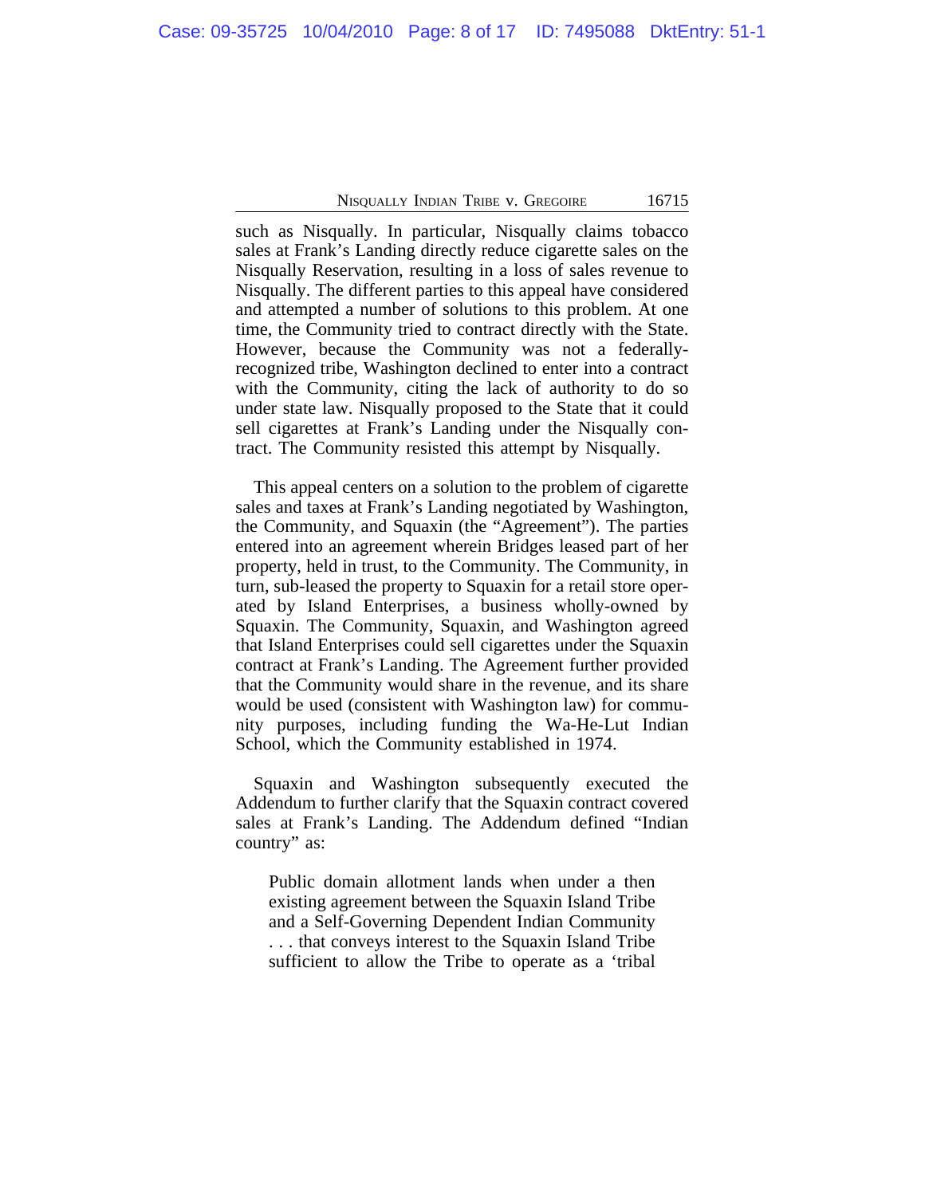such as Nisqually. In particular, Nisqually claims tobacco sales at Frank's Landing directly reduce cigarette sales on the Nisqually Reservation, resulting in a loss of sales revenue to Nisqually. The different parties to this appeal have considered and attempted a number of solutions to this problem. At one time, the Community tried to contract directly with the State. However, because the Community was not a federally-recognized tribe, Washington declined to enter into a contract with the Community, citing the lack of authority to do so under state law. Nisqually proposed to the State that it could sell cigarettes at Frank's Landing under the Nisqually contract. The Community resisted this attempt by Nisqually.

This appeal centers on a solution to the problem of cigarette sales and taxes at Frank's Landing negotiated by Washington, the Community, and Squaxin (the "Agreement"). The parties entered into an agreement wherein Bridges leased part of her property, held in trust, to the Community. The Community, in turn, sub-leased the property to Squaxin for a retail store operated by Island Enterprises, a business wholly-owned by Squaxin. The Community, Squaxin, and Washington agreed that Island Enterprises could sell cigarettes under the Squaxin contract at Frank's Landing. The Agreement further provided that the Community would share in the revenue, and its share would be used (consistent with Washington law) for community purposes, including funding the Wa-He-Lut Indian School, which the Community established in 1974.

Squaxin and Washington subsequently executed the Addendum to further clarify that the Squaxin contract covered sales at Frank's Landing. The Addendum defined "Indian country" as:

> Public domain allotment lands when under a then existing agreement between the Squaxin Island Tribe and a Self-Governing Dependent Indian Community . . . that conveys interest to the Squaxin Island Tribe sufficient to allow the Tribe to operate as a 'tribal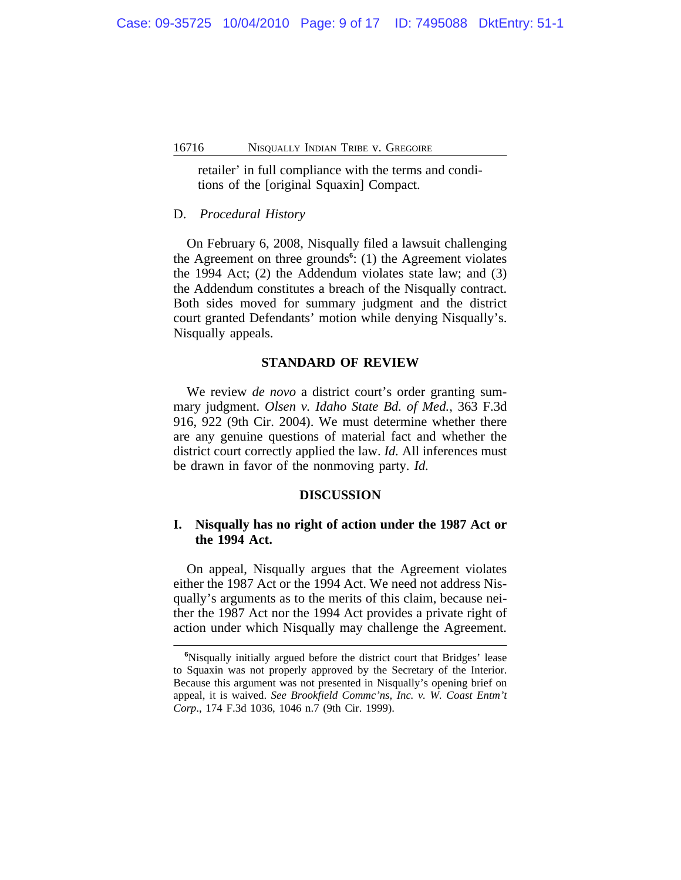retailer' in full compliance with the terms and conditions of the [original Squaxin] Compact.

### D. *Procedural History*

On February 6, 2008, Nisqually filed a lawsuit challenging the Agreement on three grounds[6]: (1) the Agreement violates the 1994 Act; (2) the Addendum violates state law; and (3) the Addendum constitutes a breach of the Nisqually contract. Both sides moved for summary judgment and the district court granted Defendants' motion while denying Nisqually's. Nisqually appeals.

## STANDARD OF REVIEW

We review *de novo* a district court's order granting summary judgment. *Olsen v. Idaho State Bd. of Med.*, 363 F.3d 916, 922 (9th Cir. 2004). We must determine whether there are any genuine questions of material fact and whether the district court correctly applied the law. *Id.* All inferences must be drawn in favor of the nonmoving party. *Id.*

## DISCUSSION

### I. Nisqually has no right of action under the 1987 Act or the 1994 Act.

On appeal, Nisqually argues that the Agreement violates either the 1987 Act or the 1994 Act. We need not address Nisqually's arguments as to the merits of this claim, because neither the 1987 Act nor the 1994 Act provides a private right of action under which Nisqually may challenge the Agreement.

---

[6]Nisqually initially argued before the district court that Bridges' lease to Squaxin was not properly approved by the Secretary of the Interior. Because this argument was not presented in Nisqually's opening brief on appeal, it is waived. *See Brookfield Commc'ns, Inc. v. W. Coast Entm't Corp.*, 174 F.3d 1036, 1046 n.7 (9th Cir. 1999).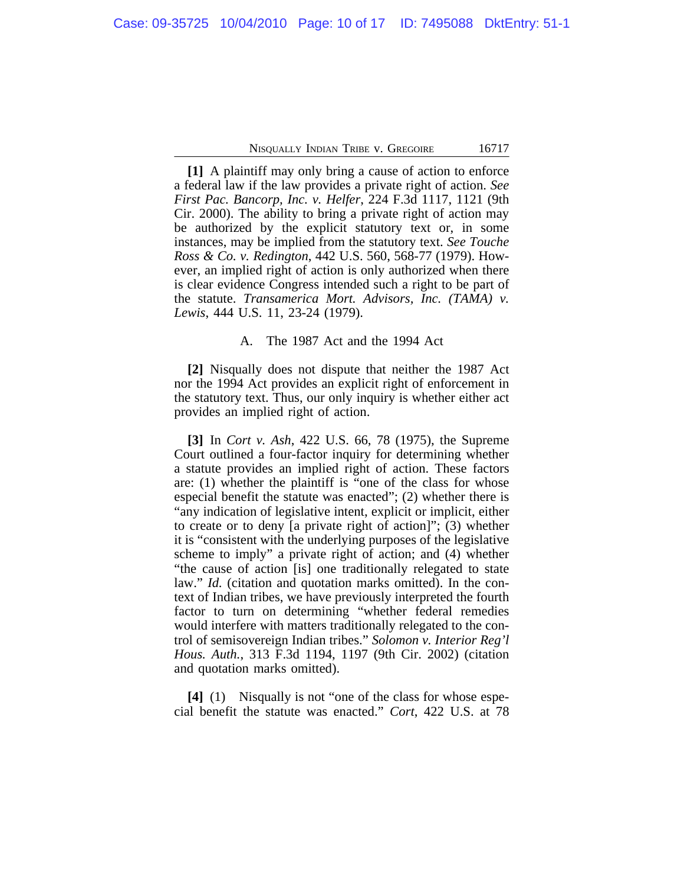**[1]** A plaintiff may only bring a cause of action to enforce a federal law if the law provides a private right of action. *See First Pac. Bancorp, Inc. v. Helfer*, 224 F.3d 1117, 1121 (9th Cir. 2000). The ability to bring a private right of action may be authorized by the explicit statutory text or, in some instances, may be implied from the statutory text. *See Touche Ross & Co. v. Redington*, 442 U.S. 560, 568-77 (1979). However, an implied right of action is only authorized when there is clear evidence Congress intended such a right to be part of the statute. *Transamerica Mort. Advisors, Inc. (TAMA) v. Lewis*, 444 U.S. 11, 23-24 (1979).

A. The 1987 Act and the 1994 Act

**[2]** Nisqually does not dispute that neither the 1987 Act nor the 1994 Act provides an explicit right of enforcement in the statutory text. Thus, our only inquiry is whether either act provides an implied right of action.

**[3]** In *Cort v. Ash*, 422 U.S. 66, 78 (1975), the Supreme Court outlined a four-factor inquiry for determining whether a statute provides an implied right of action. These factors are: (1) whether the plaintiff is "one of the class for whose especial benefit the statute was enacted"; (2) whether there is "any indication of legislative intent, explicit or implicit, either to create or to deny [a private right of action]"; (3) whether it is "consistent with the underlying purposes of the legislative scheme to imply" a private right of action; and (4) whether "the cause of action [is] one traditionally relegated to state law." *Id.* (citation and quotation marks omitted). In the context of Indian tribes, we have previously interpreted the fourth factor to turn on determining "whether federal remedies would interfere with matters traditionally relegated to the control of semisovereign Indian tribes." *Solomon v. Interior Reg'l Hous. Auth.*, 313 F.3d 1194, 1197 (9th Cir. 2002) (citation and quotation marks omitted).

**[4]** (1) Nisqually is not "one of the class for whose especial benefit the statute was enacted." *Cort*, 422 U.S. at 78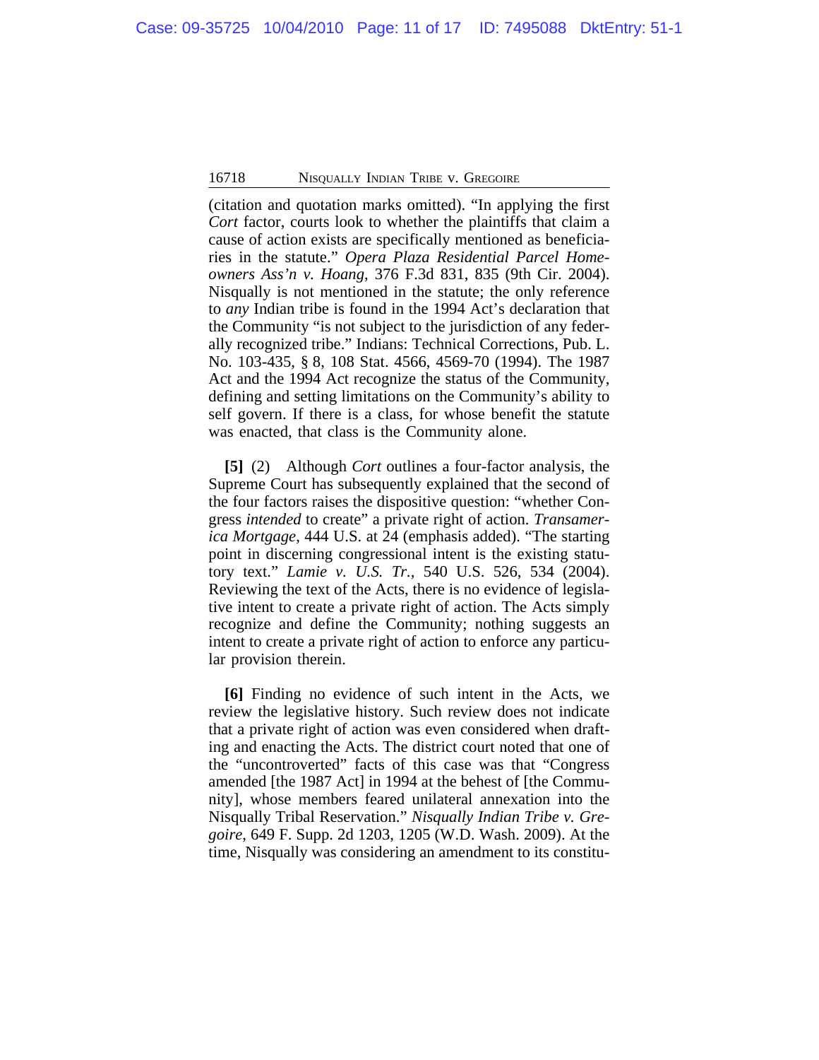(citation and quotation marks omitted). "In applying the first *Cort* factor, courts look to whether the plaintiffs that claim a cause of action exists are specifically mentioned as beneficiaries in the statute." *Opera Plaza Residential Parcel Homeowners Ass'n v. Hoang*, 376 F.3d 831, 835 (9th Cir. 2004). Nisqually is not mentioned in the statute; the only reference to *any* Indian tribe is found in the 1994 Act's declaration that the Community "is not subject to the jurisdiction of any federally recognized tribe." Indians: Technical Corrections, Pub. L. No. 103-435, § 8, 108 Stat. 4566, 4569-70 (1994). The 1987 Act and the 1994 Act recognize the status of the Community, defining and setting limitations on the Community's ability to self govern. If there is a class, for whose benefit the statute was enacted, that class is the Community alone.

**[5]** (2) Although *Cort* outlines a four-factor analysis, the Supreme Court has subsequently explained that the second of the four factors raises the dispositive question: "whether Congress *intended* to create" a private right of action. *Transamerica Mortgage*, 444 U.S. at 24 (emphasis added). "The starting point in discerning congressional intent is the existing statutory text." *Lamie v. U.S. Tr.*, 540 U.S. 526, 534 (2004). Reviewing the text of the Acts, there is no evidence of legislative intent to create a private right of action. The Acts simply recognize and define the Community; nothing suggests an intent to create a private right of action to enforce any particular provision therein.

**[6]** Finding no evidence of such intent in the Acts, we review the legislative history. Such review does not indicate that a private right of action was even considered when drafting and enacting the Acts. The district court noted that one of the "uncontroverted" facts of this case was that "Congress amended [the 1987 Act] in 1994 at the behest of [the Community], whose members feared unilateral annexation into the Nisqually Tribal Reservation." *Nisqually Indian Tribe v. Gregoire*, 649 F. Supp. 2d 1203, 1205 (W.D. Wash. 2009). At the time, Nisqually was considering an amendment to its constitu-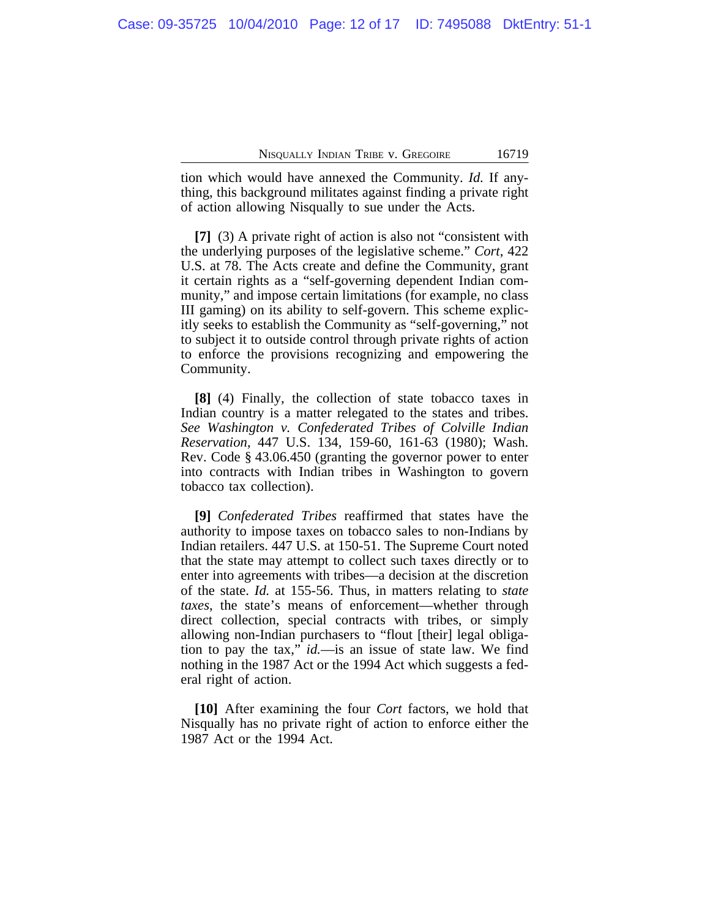tion which would have annexed the Community. *Id.* If anything, this background militates against finding a private right of action allowing Nisqually to sue under the Acts.

**[7]** (3) A private right of action is also not "consistent with the underlying purposes of the legislative scheme." *Cort*, 422 U.S. at 78. The Acts create and define the Community, grant it certain rights as a "self-governing dependent Indian community," and impose certain limitations (for example, no class III gaming) on its ability to self-govern. This scheme explicitly seeks to establish the Community as "self-governing," not to subject it to outside control through private rights of action to enforce the provisions recognizing and empowering the Community.

**[8]** (4) Finally, the collection of state tobacco taxes in Indian country is a matter relegated to the states and tribes. *See Washington v. Confederated Tribes of Colville Indian Reservation*, 447 U.S. 134, 159-60, 161-63 (1980); Wash. Rev. Code § 43.06.450 (granting the governor power to enter into contracts with Indian tribes in Washington to govern tobacco tax collection).

**[9]** *Confederated Tribes* reaffirmed that states have the authority to impose taxes on tobacco sales to non-Indians by Indian retailers. 447 U.S. at 150-51. The Supreme Court noted that the state may attempt to collect such taxes directly or to enter into agreements with tribes—a decision at the discretion of the state. *Id.* at 155-56. Thus, in matters relating to *state taxes*, the state's means of enforcement—whether through direct collection, special contracts with tribes, or simply allowing non-Indian purchasers to "flout [their] legal obligation to pay the tax," *id.*—is an issue of state law. We find nothing in the 1987 Act or the 1994 Act which suggests a federal right of action.

**[10]** After examining the four *Cort* factors, we hold that Nisqually has no private right of action to enforce either the 1987 Act or the 1994 Act.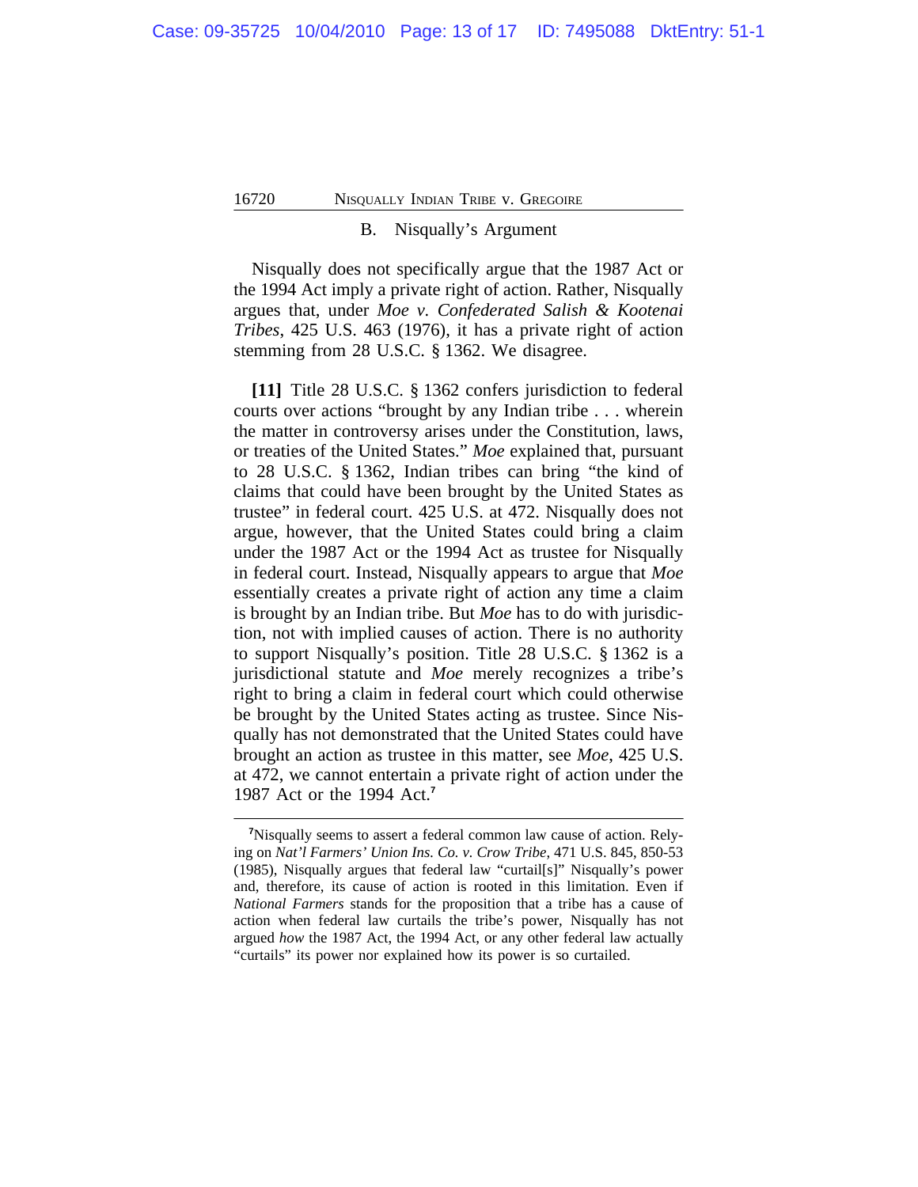### B. Nisqually's Argument

Nisqually does not specifically argue that the 1987 Act or the 1994 Act imply a private right of action. Rather, Nisqually argues that, under *Moe v. Confederated Salish & Kootenai Tribes*, 425 U.S. 463 (1976), it has a private right of action stemming from 28 U.S.C. § 1362. We disagree.

**[11]** Title 28 U.S.C. § 1362 confers jurisdiction to federal courts over actions "brought by any Indian tribe . . . wherein the matter in controversy arises under the Constitution, laws, or treaties of the United States." *Moe* explained that, pursuant to 28 U.S.C. § 1362, Indian tribes can bring "the kind of claims that could have been brought by the United States as trustee" in federal court. 425 U.S. at 472. Nisqually does not argue, however, that the United States could bring a claim under the 1987 Act or the 1994 Act as trustee for Nisqually in federal court. Instead, Nisqually appears to argue that *Moe* essentially creates a private right of action any time a claim is brought by an Indian tribe. But *Moe* has to do with jurisdiction, not with implied causes of action. There is no authority to support Nisqually's position. Title 28 U.S.C. § 1362 is a jurisdictional statute and *Moe* merely recognizes a tribe's right to bring a claim in federal court which could otherwise be brought by the United States acting as trustee. Since Nisqually has not demonstrated that the United States could have brought an action as trustee in this matter, see *Moe*, 425 U.S. at 472, we cannot entertain a private right of action under the 1987 Act or the 1994 Act.[7]

---

[7]Nisqually seems to assert a federal common law cause of action. Relying on *Nat'l Farmers' Union Ins. Co. v. Crow Tribe*, 471 U.S. 845, 850-53 (1985), Nisqually argues that federal law "curtail[s]" Nisqually's power and, therefore, its cause of action is rooted in this limitation. Even if *National Farmers* stands for the proposition that a tribe has a cause of action when federal law curtails the tribe's power, Nisqually has not argued *how* the 1987 Act, the 1994 Act, or any other federal law actually "curtails" its power nor explained how its power is so curtailed.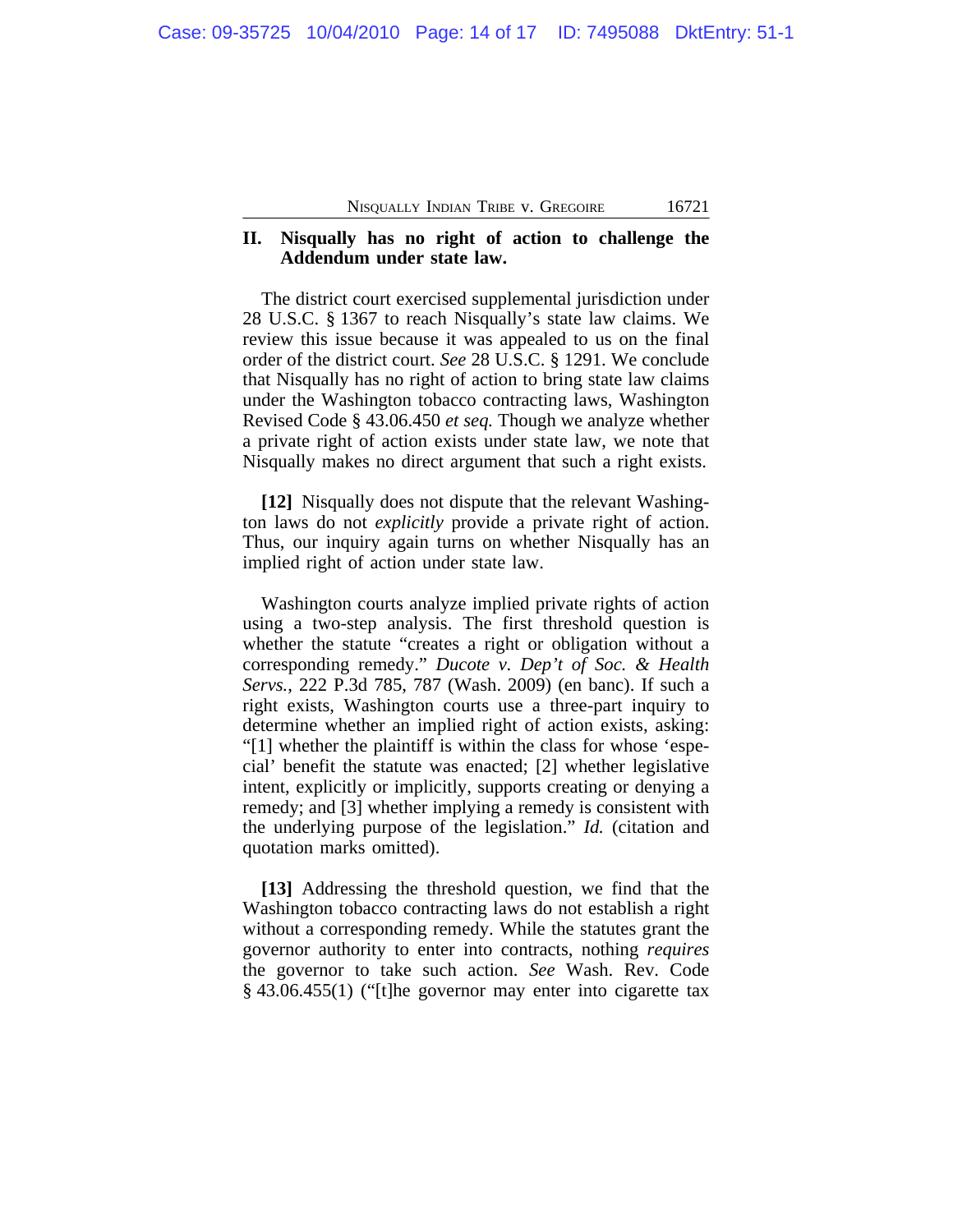## II. Nisqually has no right of action to challenge the Addendum under state law.

The district court exercised supplemental jurisdiction under 28 U.S.C. § 1367 to reach Nisqually's state law claims. We review this issue because it was appealed to us on the final order of the district court. *See* 28 U.S.C. § 1291. We conclude that Nisqually has no right of action to bring state law claims under the Washington tobacco contracting laws, Washington Revised Code § 43.06.450 *et seq.* Though we analyze whether a private right of action exists under state law, we note that Nisqually makes no direct argument that such a right exists.

**[12]** Nisqually does not dispute that the relevant Washington laws do not *explicitly* provide a private right of action. Thus, our inquiry again turns on whether Nisqually has an implied right of action under state law.

Washington courts analyze implied private rights of action using a two-step analysis. The first threshold question is whether the statute "creates a right or obligation without a corresponding remedy." *Ducote v. Dep't of Soc. & Health Servs.*, 222 P.3d 785, 787 (Wash. 2009) (en banc). If such a right exists, Washington courts use a three-part inquiry to determine whether an implied right of action exists, asking: "[1] whether the plaintiff is within the class for whose 'especial' benefit the statute was enacted; [2] whether legislative intent, explicitly or implicitly, supports creating or denying a remedy; and [3] whether implying a remedy is consistent with the underlying purpose of the legislation." *Id.* (citation and quotation marks omitted).

**[13]** Addressing the threshold question, we find that the Washington tobacco contracting laws do not establish a right without a corresponding remedy. While the statutes grant the governor authority to enter into contracts, nothing *requires* the governor to take such action. *See* Wash. Rev. Code § 43.06.455(1) ("[t]he governor may enter into cigarette tax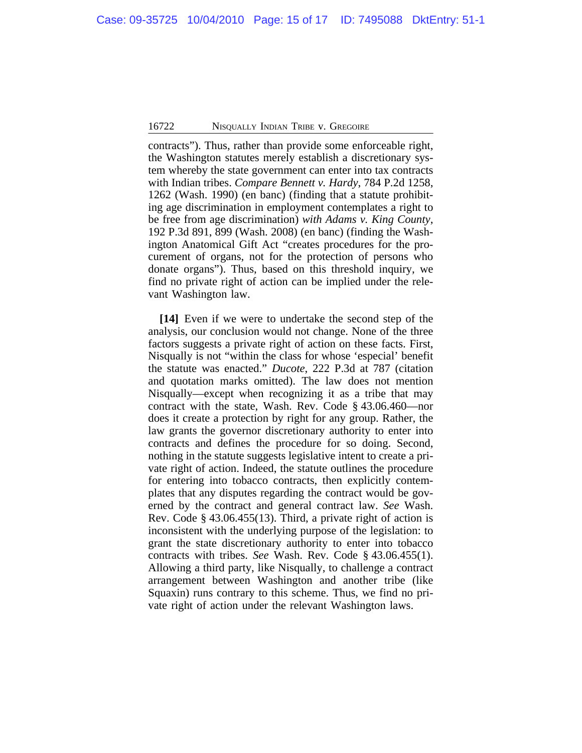contracts"). Thus, rather than provide some enforceable right, the Washington statutes merely establish a discretionary system whereby the state government can enter into tax contracts with Indian tribes. *Compare Bennett v. Hardy*, 784 P.2d 1258, 1262 (Wash. 1990) (en banc) (finding that a statute prohibiting age discrimination in employment contemplates a right to be free from age discrimination) *with Adams v. King County*, 192 P.3d 891, 899 (Wash. 2008) (en banc) (finding the Washington Anatomical Gift Act "creates procedures for the procurement of organs, not for the protection of persons who donate organs"). Thus, based on this threshold inquiry, we find no private right of action can be implied under the relevant Washington law.

**[14]** Even if we were to undertake the second step of the analysis, our conclusion would not change. None of the three factors suggests a private right of action on these facts. First, Nisqually is not "within the class for whose 'especial' benefit the statute was enacted." *Ducote*, 222 P.3d at 787 (citation and quotation marks omitted). The law does not mention Nisqually—except when recognizing it as a tribe that may contract with the state, Wash. Rev. Code § 43.06.460—nor does it create a protection by right for any group. Rather, the law grants the governor discretionary authority to enter into contracts and defines the procedure for so doing. Second, nothing in the statute suggests legislative intent to create a private right of action. Indeed, the statute outlines the procedure for entering into tobacco contracts, then explicitly contemplates that any disputes regarding the contract would be governed by the contract and general contract law. *See* Wash. Rev. Code § 43.06.455(13). Third, a private right of action is inconsistent with the underlying purpose of the legislation: to grant the state discretionary authority to enter into tobacco contracts with tribes. *See* Wash. Rev. Code § 43.06.455(1). Allowing a third party, like Nisqually, to challenge a contract arrangement between Washington and another tribe (like Squaxin) runs contrary to this scheme. Thus, we find no private right of action under the relevant Washington laws.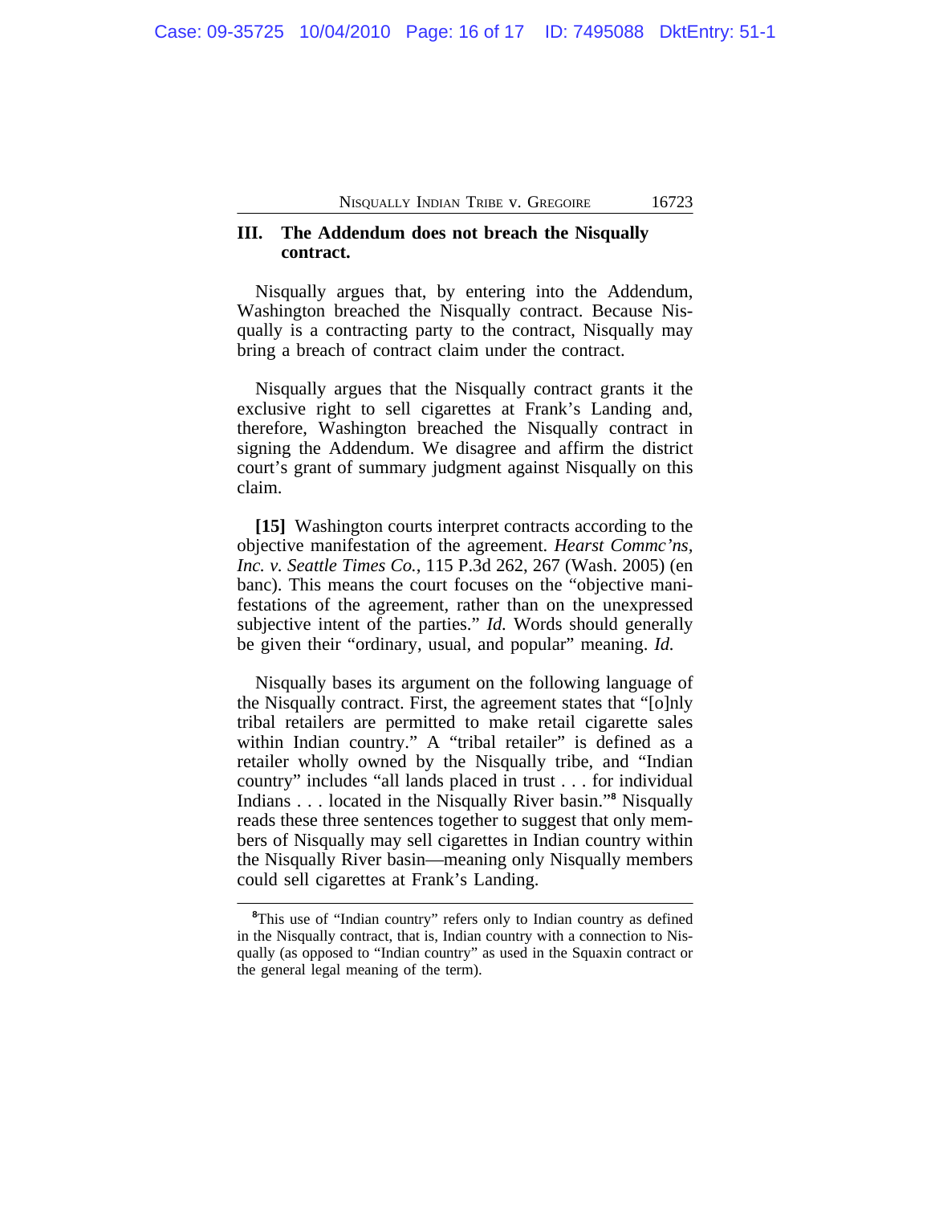## III. The Addendum does not breach the Nisqually contract.

Nisqually argues that, by entering into the Addendum, Washington breached the Nisqually contract. Because Nisqually is a contracting party to the contract, Nisqually may bring a breach of contract claim under the contract.

Nisqually argues that the Nisqually contract grants it the exclusive right to sell cigarettes at Frank's Landing and, therefore, Washington breached the Nisqually contract in signing the Addendum. We disagree and affirm the district court's grant of summary judgment against Nisqually on this claim.

**[15]** Washington courts interpret contracts according to the objective manifestation of the agreement. *Hearst Commc'ns, Inc. v. Seattle Times Co.*, 115 P.3d 262, 267 (Wash. 2005) (en banc). This means the court focuses on the "objective manifestations of the agreement, rather than on the unexpressed subjective intent of the parties." *Id.* Words should generally be given their "ordinary, usual, and popular" meaning. *Id.*

Nisqually bases its argument on the following language of the Nisqually contract. First, the agreement states that "[o]nly tribal retailers are permitted to make retail cigarette sales within Indian country." A "tribal retailer" is defined as a retailer wholly owned by the Nisqually tribe, and "Indian country" includes "all lands placed in trust . . . for individual Indians . . . located in the Nisqually River basin."[8] Nisqually reads these three sentences together to suggest that only members of Nisqually may sell cigarettes in Indian country within the Nisqually River basin—meaning only Nisqually members could sell cigarettes at Frank's Landing.

[8] This use of "Indian country" refers only to Indian country as defined in the Nisqually contract, that is, Indian country with a connection to Nisqually (as opposed to "Indian country" as used in the Squaxin contract or the general legal meaning of the term).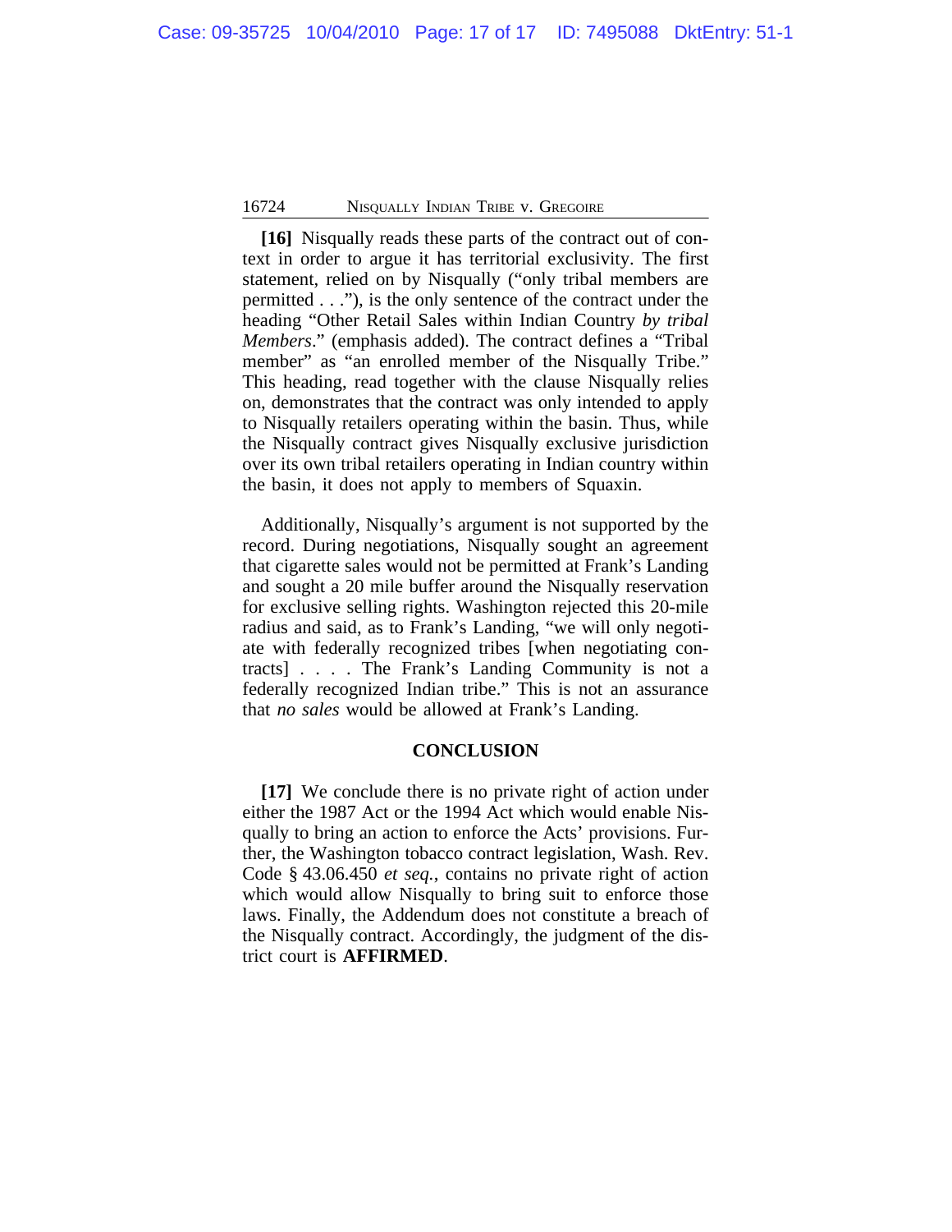**[16]** Nisqually reads these parts of the contract out of context in order to argue it has territorial exclusivity. The first statement, relied on by Nisqually ("only tribal members are permitted . . ."), is the only sentence of the contract under the heading "Other Retail Sales within Indian Country *by tribal Members*." (emphasis added). The contract defines a "Tribal member" as "an enrolled member of the Nisqually Tribe." This heading, read together with the clause Nisqually relies on, demonstrates that the contract was only intended to apply to Nisqually retailers operating within the basin. Thus, while the Nisqually contract gives Nisqually exclusive jurisdiction over its own tribal retailers operating in Indian country within the basin, it does not apply to members of Squaxin.

Additionally, Nisqually's argument is not supported by the record. During negotiations, Nisqually sought an agreement that cigarette sales would not be permitted at Frank's Landing and sought a 20 mile buffer around the Nisqually reservation for exclusive selling rights. Washington rejected this 20-mile radius and said, as to Frank's Landing, "we will only negotiate with federally recognized tribes [when negotiating contracts] . . . . The Frank's Landing Community is not a federally recognized Indian tribe." This is not an assurance that *no sales* would be allowed at Frank's Landing.

## CONCLUSION

**[17]** We conclude there is no private right of action under either the 1987 Act or the 1994 Act which would enable Nisqually to bring an action to enforce the Acts' provisions. Further, the Washington tobacco contract legislation, Wash. Rev. Code § 43.06.450 *et seq.*, contains no private right of action which would allow Nisqually to bring suit to enforce those laws. Finally, the Addendum does not constitute a breach of the Nisqually contract. Accordingly, the judgment of the district court is **AFFIRMED**.